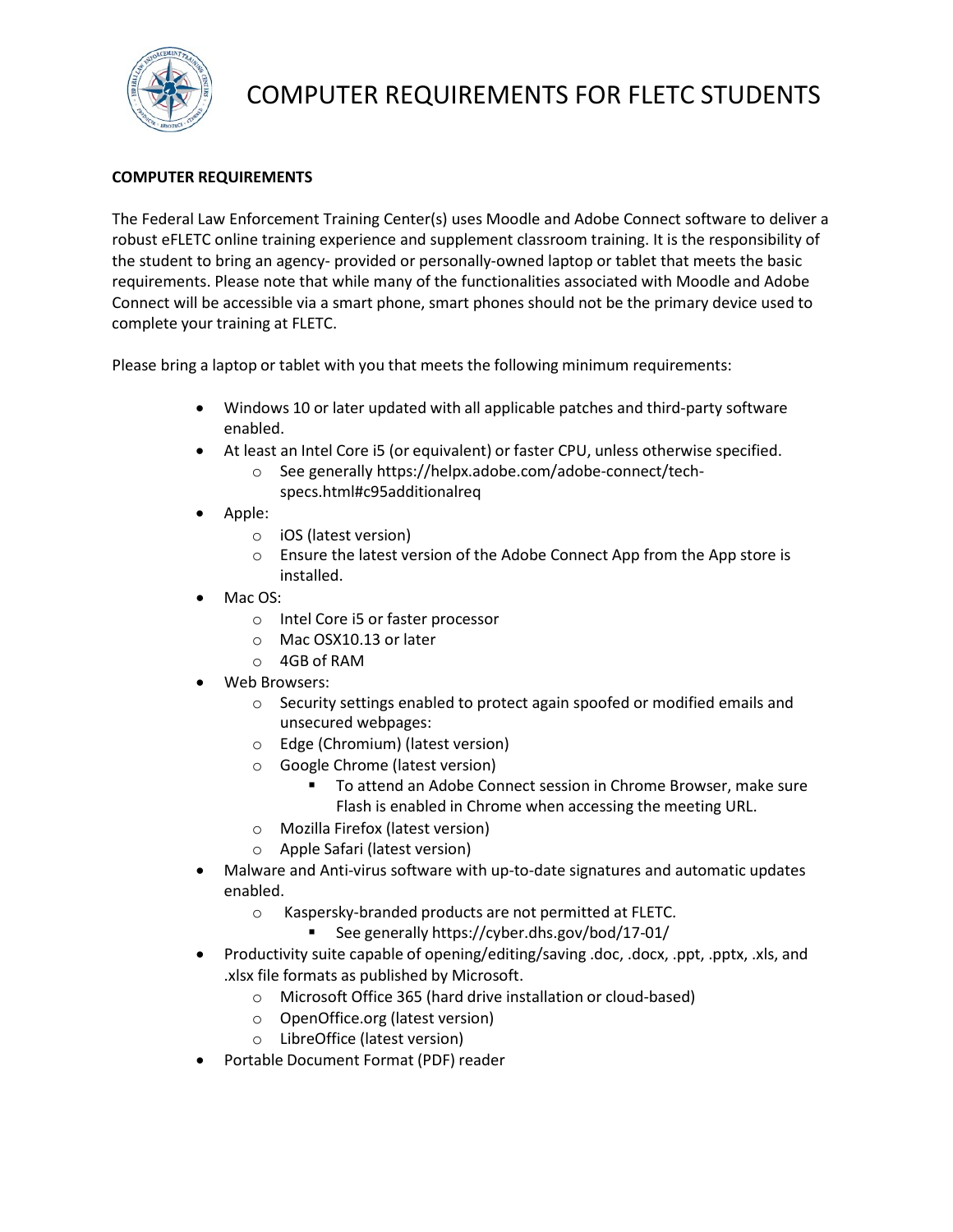# COMPUTER REQUIREMENTS FOR FLETC STUDENTS

**COMPUTER REQUIREMENTS**

The Federal Law Enforcement Training Center(s) uses Moodle and Adobe Connect software to deliver a robust eFLETC online training experience and supplement classroom training. It is the responsibility of the student to bring an agency- provided or personally-owned laptop or tablet that meets the basic requirements. Please note that while many of the functionalities associated with Moodle and Adobe Connect will be accessible via a smart phone, smart phones should not be the primary device used to complete your training at FLETC.

Please bring a laptop or tablet with you that meets the following minimum requirements:

- Windows 10 or later updated with all applicable patches and third-party software enabled.
- At least an Intel Core i5 (or equivalent) or faster CPU, unless otherwise specified.
  - See generally https://helpx.adobe.com/adobe-connect/tech-specs.html#c95additionalreq
- Apple:
  - iOS (latest version)
  - Ensure the latest version of the Adobe Connect App from the App store is installed.
- Mac OS:
  - Intel Core i5 or faster processor
  - Mac OSX10.13 or later
  - 4GB of RAM
- Web Browsers:
  - Security settings enabled to protect again spoofed or modified emails and unsecured webpages:
  - Edge (Chromium) (latest version)
  - Google Chrome (latest version)
    - To attend an Adobe Connect session in Chrome Browser, make sure Flash is enabled in Chrome when accessing the meeting URL.
  - Mozilla Firefox (latest version)
  - Apple Safari (latest version)
- Malware and Anti-virus software with up-to-date signatures and automatic updates enabled.
  - Kaspersky-branded products are not permitted at FLETC.
    - See generally https://cyber.dhs.gov/bod/17-01/
- Productivity suite capable of opening/editing/saving .doc, .docx, .ppt, .pptx, .xls, and .xlsx file formats as published by Microsoft.
  - Microsoft Office 365 (hard drive installation or cloud-based)
  - OpenOffice.org (latest version)
  - LibreOffice (latest version)
- Portable Document Format (PDF) reader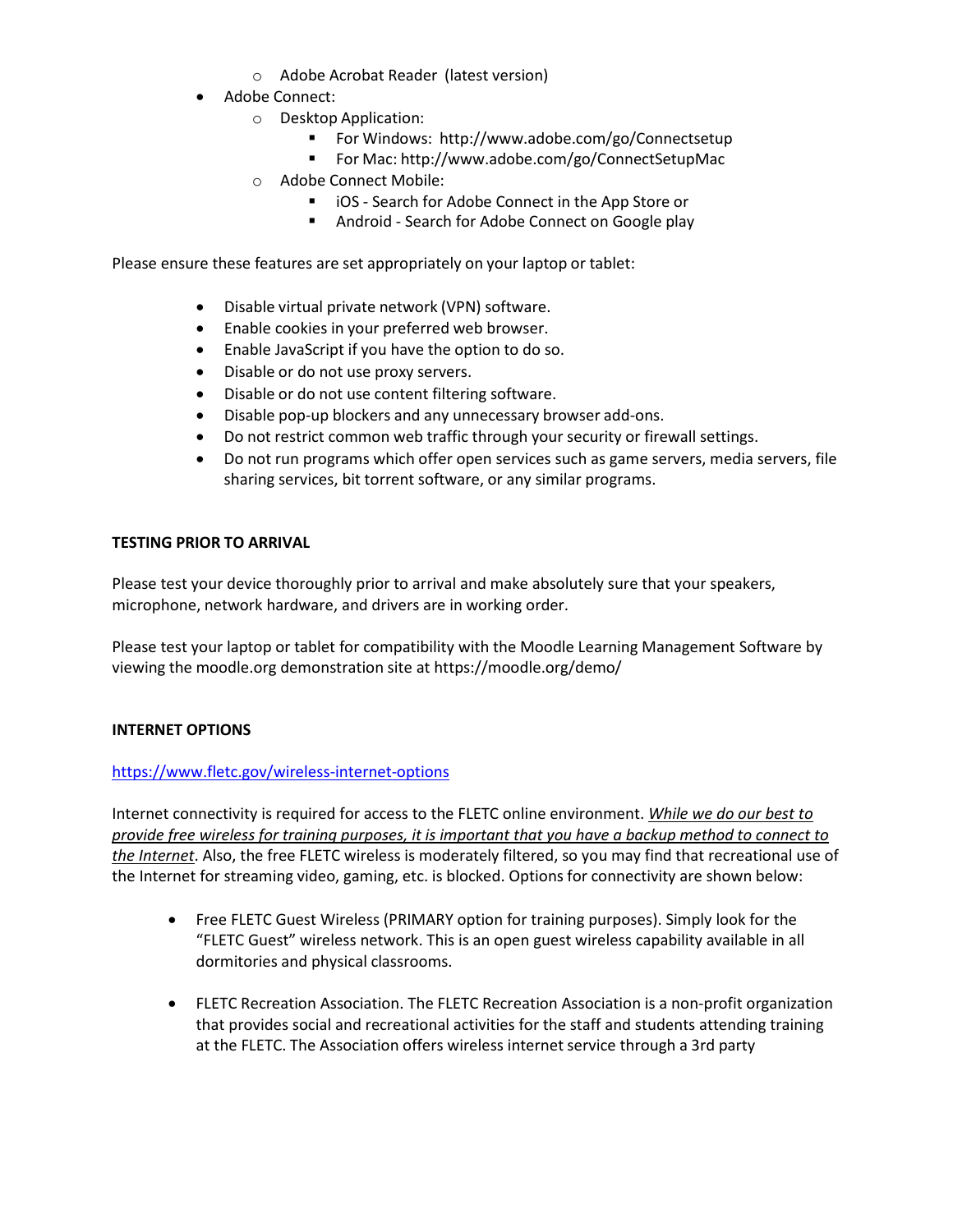- Adobe Acrobat Reader (latest version)
- Adobe Connect:
    - Desktop Application:
        - For Windows: http://www.adobe.com/go/Connectsetup
        - For Mac: http://www.adobe.com/go/ConnectSetupMac
    - Adobe Connect Mobile:
        - iOS - Search for Adobe Connect in the App Store or
        - Android - Search for Adobe Connect on Google play

Please ensure these features are set appropriately on your laptop or tablet:

- Disable virtual private network (VPN) software.
- Enable cookies in your preferred web browser.
- Enable JavaScript if you have the option to do so.
- Disable or do not use proxy servers.
- Disable or do not use content filtering software.
- Disable pop-up blockers and any unnecessary browser add-ons.
- Do not restrict common web traffic through your security or firewall settings.
- Do not run programs which offer open services such as game servers, media servers, file sharing services, bit torrent software, or any similar programs.

**TESTING PRIOR TO ARRIVAL**

Please test your device thoroughly prior to arrival and make absolutely sure that your speakers, microphone, network hardware, and drivers are in working order.

Please test your laptop or tablet for compatibility with the Moodle Learning Management Software by viewing the moodle.org demonstration site at https://moodle.org/demo/

**INTERNET OPTIONS**

https://www.fletc.gov/wireless-internet-options

Internet connectivity is required for access to the FLETC online environment. *While we do our best to provide free wireless for training purposes, it is important that you have a backup method to connect to the Internet*. Also, the free FLETC wireless is moderately filtered, so you may find that recreational use of the Internet for streaming video, gaming, etc. is blocked. Options for connectivity are shown below:

- Free FLETC Guest Wireless (PRIMARY option for training purposes). Simply look for the "FLETC Guest" wireless network. This is an open guest wireless capability available in all dormitories and physical classrooms.

- FLETC Recreation Association. The FLETC Recreation Association is a non-profit organization that provides social and recreational activities for the staff and students attending training at the FLETC. The Association offers wireless internet service through a 3rd party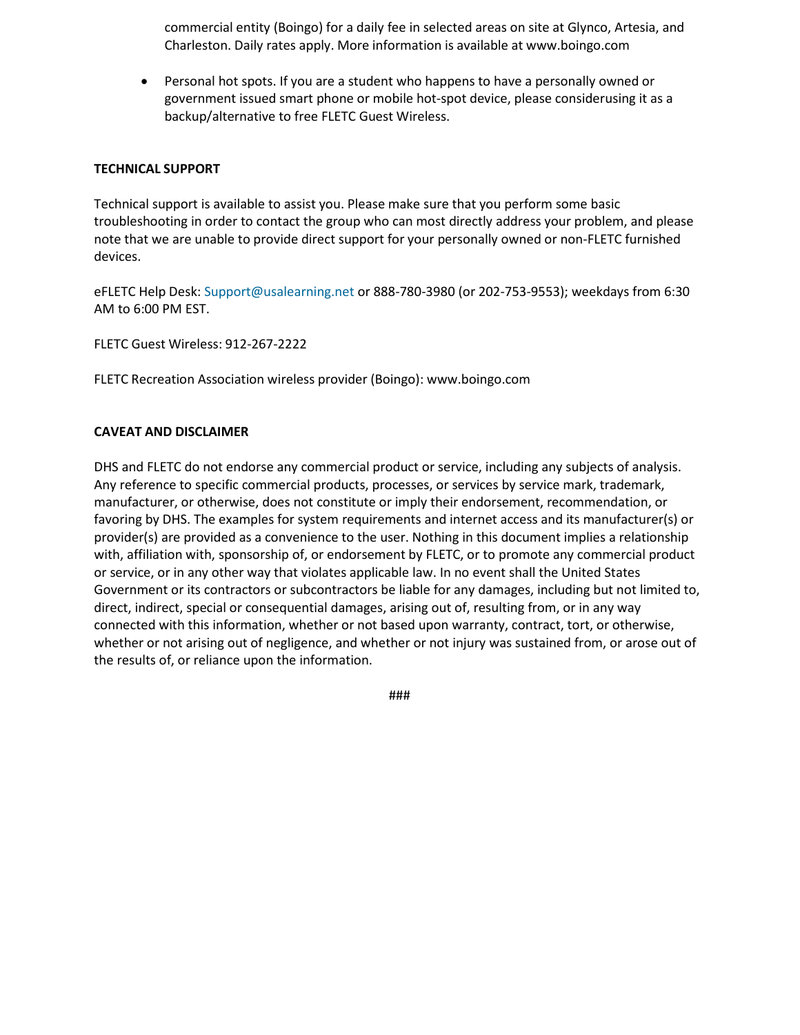commercial entity (Boingo) for a daily fee in selected areas on site at Glynco, Artesia, and Charleston. Daily rates apply. More information is available at www.boingo.com

- Personal hot spots. If you are a student who happens to have a personally owned or government issued smart phone or mobile hot-spot device, please considerusing it as a backup/alternative to free FLETC Guest Wireless.

**TECHNICAL SUPPORT**

Technical support is available to assist you. Please make sure that you perform some basic troubleshooting in order to contact the group who can most directly address your problem, and please note that we are unable to provide direct support for your personally owned or non-FLETC furnished devices.

eFLETC Help Desk: Support@usalearning.net or 888-780-3980 (or 202-753-9553); weekdays from 6:30 AM to 6:00 PM EST.

FLETC Guest Wireless: 912-267-2222

FLETC Recreation Association wireless provider (Boingo): www.boingo.com

**CAVEAT AND DISCLAIMER**

DHS and FLETC do not endorse any commercial product or service, including any subjects of analysis. Any reference to specific commercial products, processes, or services by service mark, trademark, manufacturer, or otherwise, does not constitute or imply their endorsement, recommendation, or favoring by DHS. The examples for system requirements and internet access and its manufacturer(s) or provider(s) are provided as a convenience to the user. Nothing in this document implies a relationship with, affiliation with, sponsorship of, or endorsement by FLETC, or to promote any commercial product or service, or in any other way that violates applicable law. In no event shall the United States Government or its contractors or subcontractors be liable for any damages, including but not limited to, direct, indirect, special or consequential damages, arising out of, resulting from, or in any way connected with this information, whether or not based upon warranty, contract, tort, or otherwise, whether or not arising out of negligence, and whether or not injury was sustained from, or arose out of the results of, or reliance upon the information.

###